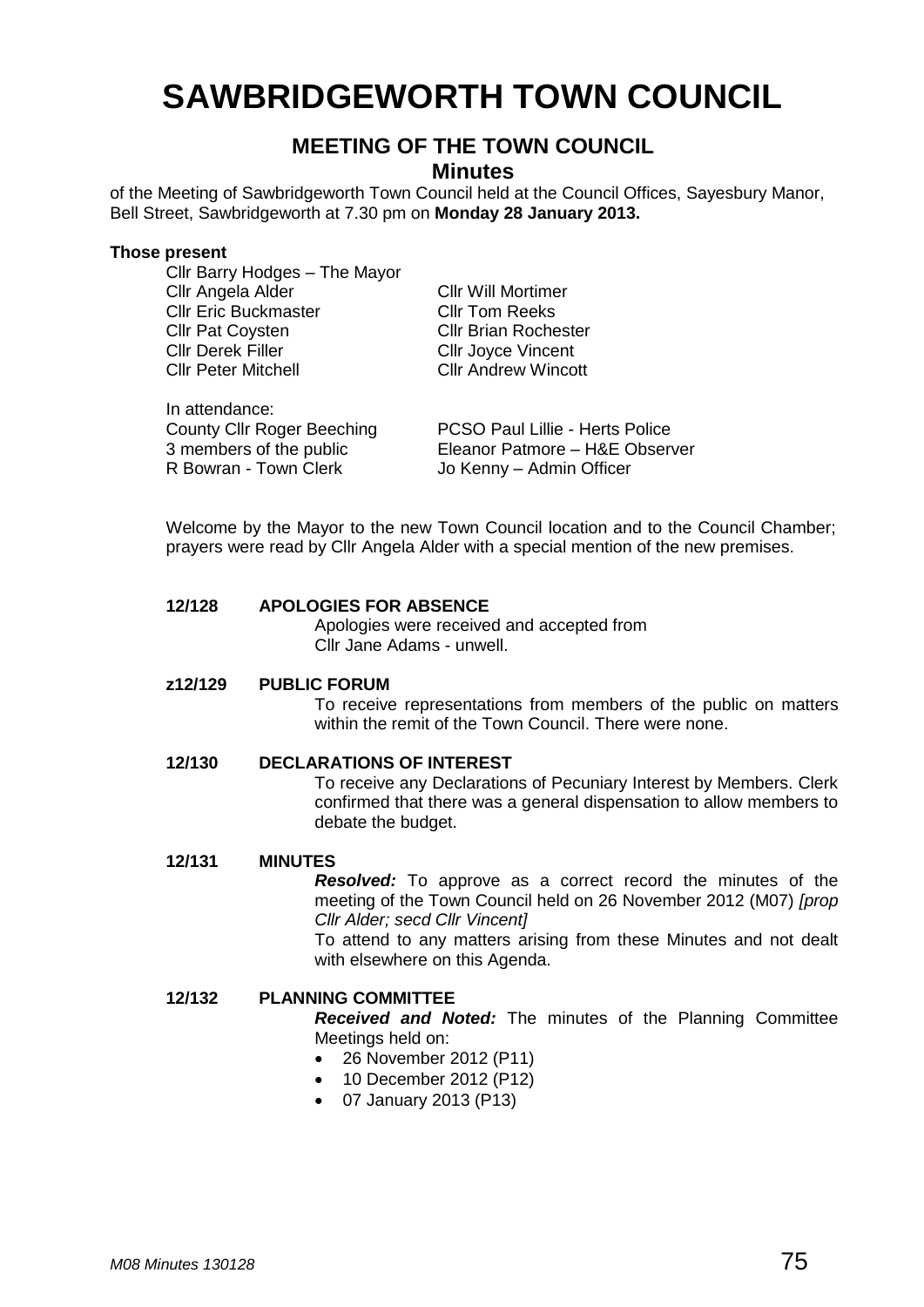# SAWBRIDGEWORTH TOWN COUNCIL

## MEETING OF THE TOWN COUNCIL

### Minutes

of the Meeting of Sawbridgeworth Town Council held at the Council Offices, Sayesbury Manor, Bell Street, Sawbridgeworth at 7.30 pm on **Monday 28 January 2013.**

**Those present**

Cllr Barry Hodges – The Mayor
Cllr Angela Alder
Cllr Eric Buckmaster
Cllr Pat Coysten
Cllr Derek Filler
Cllr Peter Mitchell
Cllr Will Mortimer
Cllr Tom Reeks
Cllr Brian Rochester
Cllr Joyce Vincent
Cllr Andrew Wincott

In attendance:
County Cllr Roger Beeching
3 members of the public
R Bowran - Town Clerk
PCSO Paul Lillie - Herts Police
Eleanor Patmore – H&E Observer
Jo Kenny – Admin Officer

Welcome by the Mayor to the new Town Council location and to the Council Chamber; prayers were read by Cllr Angela Alder with a special mention of the new premises.

**12/128 APOLOGIES FOR ABSENCE**

Apologies were received and accepted from Cllr Jane Adams - unwell.

**z12/129 PUBLIC FORUM**

To receive representations from members of the public on matters within the remit of the Town Council. There were none.

**12/130 DECLARATIONS OF INTEREST**

To receive any Declarations of Pecuniary Interest by Members. Clerk confirmed that there was a general dispensation to allow members to debate the budget.

**12/131 MINUTES**

***Resolved:*** To approve as a correct record the minutes of the meeting of the Town Council held on 26 November 2012 (M07) *[prop Cllr Alder; secd Cllr Vincent]*

To attend to any matters arising from these Minutes and not dealt with elsewhere on this Agenda.

**12/132 PLANNING COMMITTEE**

***Received and Noted:*** The minutes of the Planning Committee Meetings held on:

- 26 November 2012 (P11)
- 10 December 2012 (P12)
- 07 January 2013 (P13)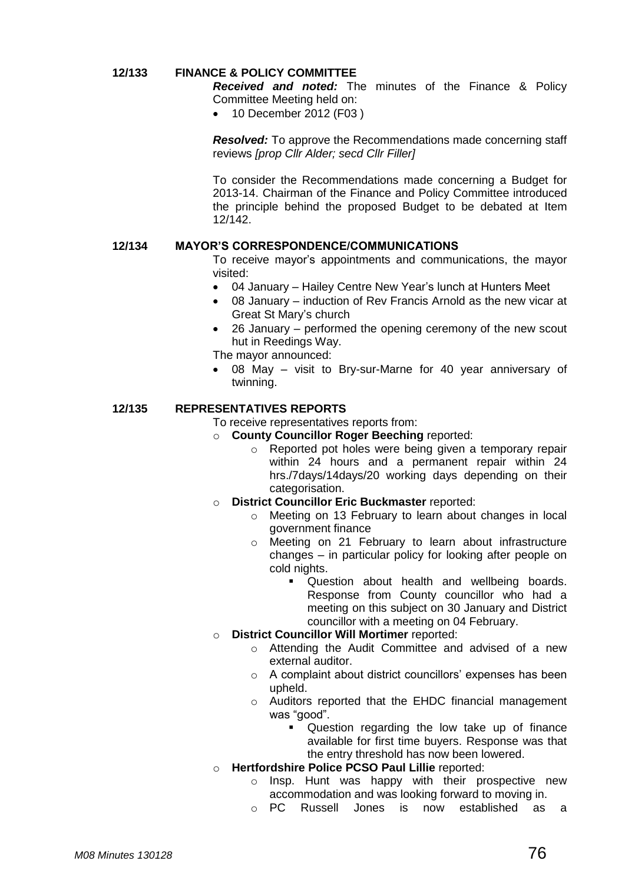**12/133 FINANCE & POLICY COMMITTEE**

***Received and noted:*** The minutes of the Finance & Policy Committee Meeting held on:

- 10 December 2012 (F03 )

***Resolved:*** To approve the Recommendations made concerning staff reviews *[prop Cllr Alder; secd Cllr Filler]*

To consider the Recommendations made concerning a Budget for 2013-14. Chairman of the Finance and Policy Committee introduced the principle behind the proposed Budget to be debated at Item 12/142.

**12/134 MAYOR'S CORRESPONDENCE/COMMUNICATIONS**

To receive mayor's appointments and communications, the mayor visited:

- 04 January – Hailey Centre New Year's lunch at Hunters Meet
- 08 January – induction of Rev Francis Arnold as the new vicar at Great St Mary's church
- 26 January – performed the opening ceremony of the new scout hut in Reedings Way.

The mayor announced:

- 08 May – visit to Bry-sur-Marne for 40 year anniversary of twinning.

**12/135 REPRESENTATIVES REPORTS**

To receive representatives reports from:

- **County Councillor Roger Beeching** reported:
  - Reported pot holes were being given a temporary repair within 24 hours and a permanent repair within 24 hrs./7days/14days/20 working days depending on their categorisation.
- **District Councillor Eric Buckmaster** reported:
  - Meeting on 13 February to learn about changes in local government finance
  - Meeting on 21 February to learn about infrastructure changes – in particular policy for looking after people on cold nights.
    - Question about health and wellbeing boards. Response from County councillor who had a meeting on this subject on 30 January and District councillor with a meeting on 04 February.
- **District Councillor Will Mortimer** reported:
  - Attending the Audit Committee and advised of a new external auditor.
  - A complaint about district councillors' expenses has been upheld.
  - Auditors reported that the EHDC financial management was "good".
    - Question regarding the low take up of finance available for first time buyers. Response was that the entry threshold has now been lowered.
- **Hertfordshire Police PCSO Paul Lillie** reported:
  - Insp. Hunt was happy with their prospective new accommodation and was looking forward to moving in.
  - PC Russell Jones is now established as a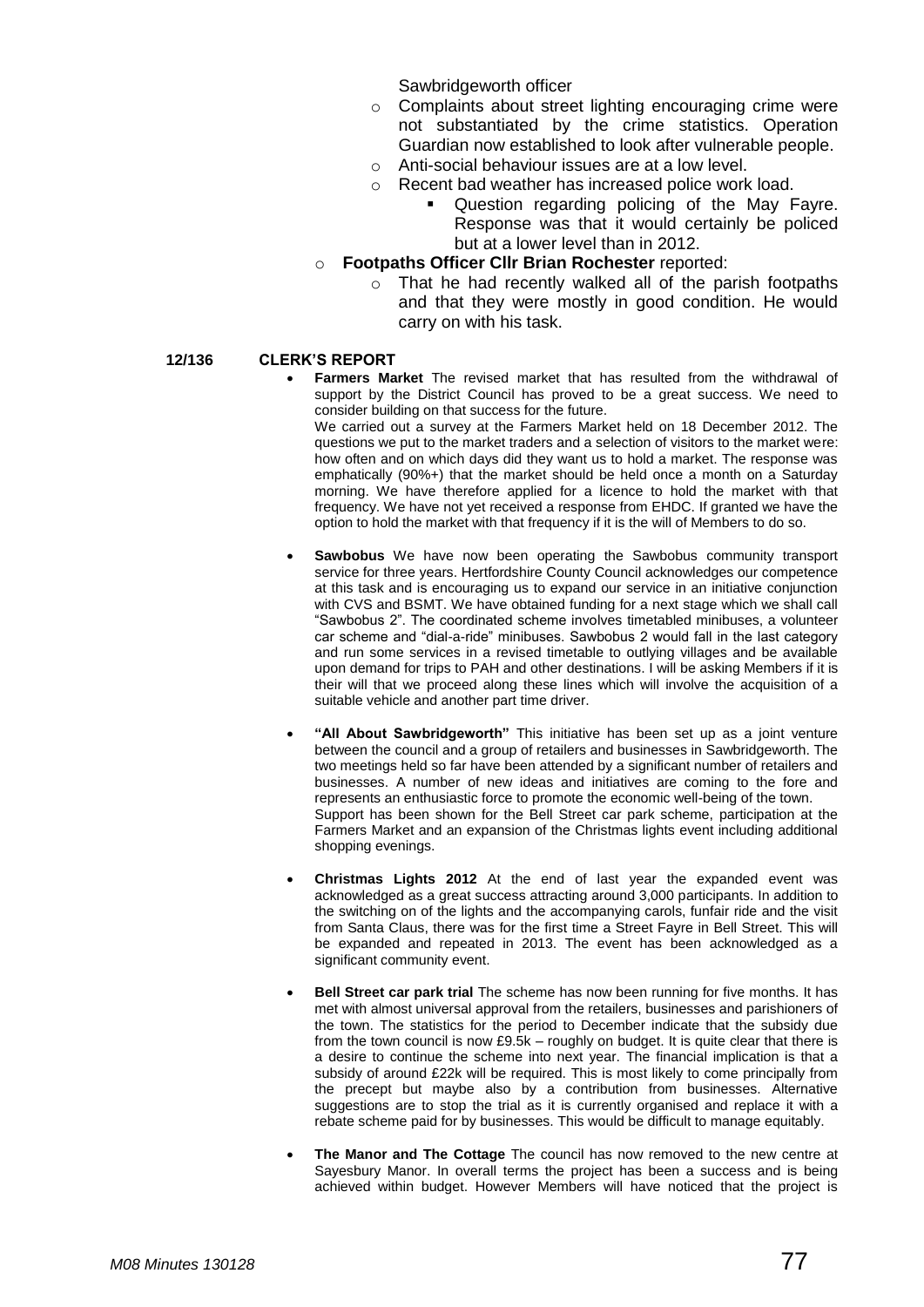Sawbridgeworth officer

- Complaints about street lighting encouraging crime were not substantiated by the crime statistics. Operation Guardian now established to look after vulnerable people.
- Anti-social behaviour issues are at a low level.
- Recent bad weather has increased police work load.
  - Question regarding policing of the May Fayre. Response was that it would certainly be policed but at a lower level than in 2012.

- **Footpaths Officer Cllr Brian Rochester** reported:
  - That he had recently walked all of the parish footpaths and that they were mostly in good condition. He would carry on with his task.

**12/136 CLERK'S REPORT**

- **Farmers Market** The revised market that has resulted from the withdrawal of support by the District Council has proved to be a great success. We need to consider building on that success for the future.
  We carried out a survey at the Farmers Market held on 18 December 2012. The questions we put to the market traders and a selection of visitors to the market were: how often and on which days did they want us to hold a market. The response was emphatically (90%+) that the market should be held once a month on a Saturday morning. We have therefore applied for a licence to hold the market with that frequency. We have not yet received a response from EHDC. If granted we have the option to hold the market with that frequency if it is the will of Members to do so.

- **Sawbobus** We have now been operating the Sawbobus community transport service for three years. Hertfordshire County Council acknowledges our competence at this task and is encouraging us to expand our service in an initiative conjunction with CVS and BSMT. We have obtained funding for a next stage which we shall call "Sawbobus 2". The coordinated scheme involves timetabled minibuses, a volunteer car scheme and "dial-a-ride" minibuses. Sawbobus 2 would fall in the last category and run some services in a revised timetable to outlying villages and be available upon demand for trips to PAH and other destinations. I will be asking Members if it is their will that we proceed along these lines which will involve the acquisition of a suitable vehicle and another part time driver.

- **"All About Sawbridgeworth"** This initiative has been set up as a joint venture between the council and a group of retailers and businesses in Sawbridgeworth. The two meetings held so far have been attended by a significant number of retailers and businesses. A number of new ideas and initiatives are coming to the fore and represents an enthusiastic force to promote the economic well-being of the town.
  Support has been shown for the Bell Street car park scheme, participation at the Farmers Market and an expansion of the Christmas lights event including additional shopping evenings.

- **Christmas Lights 2012** At the end of last year the expanded event was acknowledged as a great success attracting around 3,000 participants. In addition to the switching on of the lights and the accompanying carols, funfair ride and the visit from Santa Claus, there was for the first time a Street Fayre in Bell Street. This will be expanded and repeated in 2013. The event has been acknowledged as a significant community event.

- **Bell Street car park trial** The scheme has now been running for five months. It has met with almost universal approval from the retailers, businesses and parishioners of the town. The statistics for the period to December indicate that the subsidy due from the town council is now £9.5k – roughly on budget. It is quite clear that there is a desire to continue the scheme into next year. The financial implication is that a subsidy of around £22k will be required. This is most likely to come principally from the precept but maybe also by a contribution from businesses. Alternative suggestions are to stop the trial as it is currently organised and replace it with a rebate scheme paid for by businesses. This would be difficult to manage equitably.

- **The Manor and The Cottage** The council has now removed to the new centre at Sayesbury Manor. In overall terms the project has been a success and is being achieved within budget. However Members will have noticed that the project is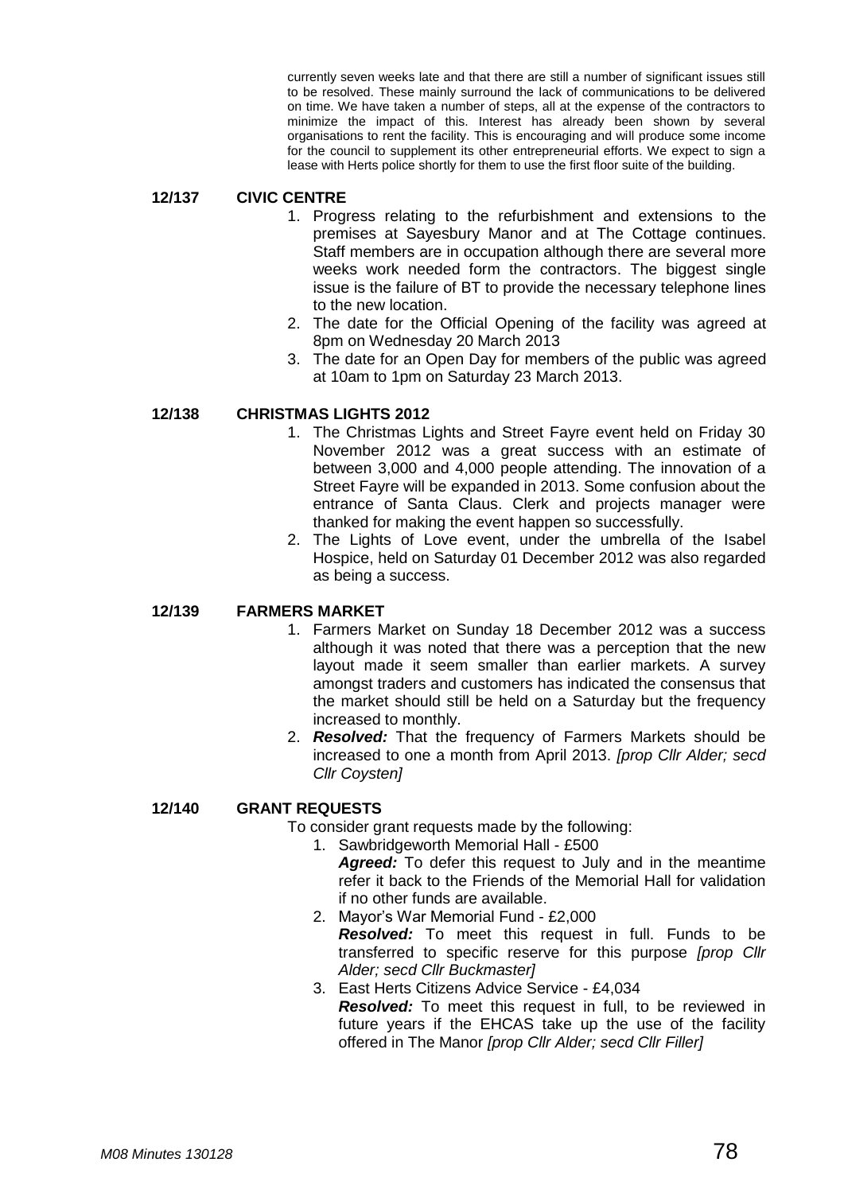currently seven weeks late and that there are still a number of significant issues still to be resolved. These mainly surround the lack of communications to be delivered on time. We have taken a number of steps, all at the expense of the contractors to minimize the impact of this. Interest has already been shown by several organisations to rent the facility. This is encouraging and will produce some income for the council to supplement its other entrepreneurial efforts. We expect to sign a lease with Herts police shortly for them to use the first floor suite of the building.

## 12/137 CIVIC CENTRE

1. Progress relating to the refurbishment and extensions to the premises at Sayesbury Manor and at The Cottage continues. Staff members are in occupation although there are several more weeks work needed form the contractors. The biggest single issue is the failure of BT to provide the necessary telephone lines to the new location.
2. The date for the Official Opening of the facility was agreed at 8pm on Wednesday 20 March 2013
3. The date for an Open Day for members of the public was agreed at 10am to 1pm on Saturday 23 March 2013.

## 12/138 CHRISTMAS LIGHTS 2012

1. The Christmas Lights and Street Fayre event held on Friday 30 November 2012 was a great success with an estimate of between 3,000 and 4,000 people attending. The innovation of a Street Fayre will be expanded in 2013. Some confusion about the entrance of Santa Claus. Clerk and projects manager were thanked for making the event happen so successfully.
2. The Lights of Love event, under the umbrella of the Isabel Hospice, held on Saturday 01 December 2012 was also regarded as being a success.

## 12/139 FARMERS MARKET

1. Farmers Market on Sunday 18 December 2012 was a success although it was noted that there was a perception that the new layout made it seem smaller than earlier markets. A survey amongst traders and customers has indicated the consensus that the market should still be held on a Saturday but the frequency increased to monthly.
2. ***Resolved:*** That the frequency of Farmers Markets should be increased to one a month from April 2013. *[prop Cllr Alder; secd Cllr Coysten]*

## 12/140 GRANT REQUESTS

To consider grant requests made by the following:

1. Sawbridgeworth Memorial Hall - £500
   ***Agreed:*** To defer this request to July and in the meantime refer it back to the Friends of the Memorial Hall for validation if no other funds are available.
2. Mayor's War Memorial Fund - £2,000
   ***Resolved:*** To meet this request in full. Funds to be transferred to specific reserve for this purpose *[prop Cllr Alder; secd Cllr Buckmaster]*
3. East Herts Citizens Advice Service - £4,034
   ***Resolved:*** To meet this request in full, to be reviewed in future years if the EHCAS take up the use of the facility offered in The Manor *[prop Cllr Alder; secd Cllr Filler]*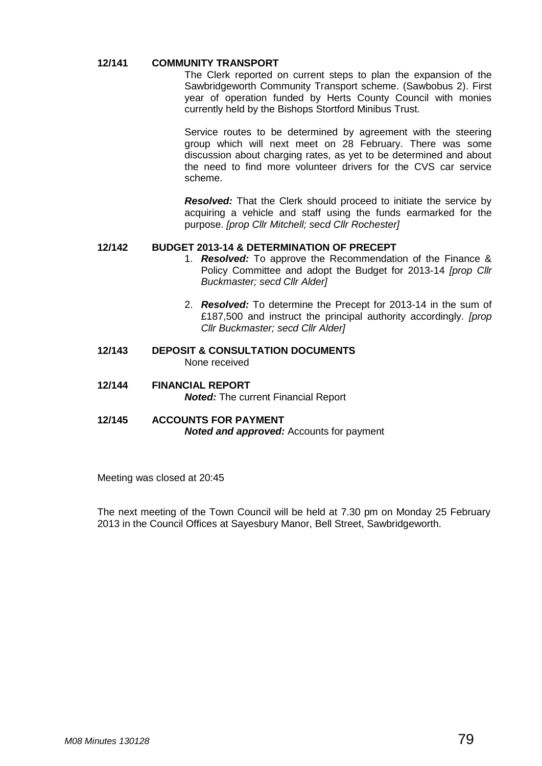**12/141 COMMUNITY TRANSPORT**

The Clerk reported on current steps to plan the expansion of the Sawbridgeworth Community Transport scheme. (Sawbobus 2). First year of operation funded by Herts County Council with monies currently held by the Bishops Stortford Minibus Trust.

Service routes to be determined by agreement with the steering group which will next meet on 28 February. There was some discussion about charging rates, as yet to be determined and about the need to find more volunteer drivers for the CVS car service scheme.

***Resolved:*** That the Clerk should proceed to initiate the service by acquiring a vehicle and staff using the funds earmarked for the purpose. *[prop Cllr Mitchell; secd Cllr Rochester]*

**12/142 BUDGET 2013-14 & DETERMINATION OF PRECEPT**

1. ***Resolved:*** To approve the Recommendation of the Finance & Policy Committee and adopt the Budget for 2013-14 *[prop Cllr Buckmaster; secd Cllr Alder]*
2. ***Resolved:*** To determine the Precept for 2013-14 in the sum of £187,500 and instruct the principal authority accordingly. *[prop Cllr Buckmaster; secd Cllr Alder]*

**12/143 DEPOSIT & CONSULTATION DOCUMENTS**

None received

**12/144 FINANCIAL REPORT**

***Noted:*** The current Financial Report

**12/145 ACCOUNTS FOR PAYMENT**

***Noted and approved:*** Accounts for payment

Meeting was closed at 20:45

The next meeting of the Town Council will be held at 7.30 pm on Monday 25 February 2013 in the Council Offices at Sayesbury Manor, Bell Street, Sawbridgeworth.